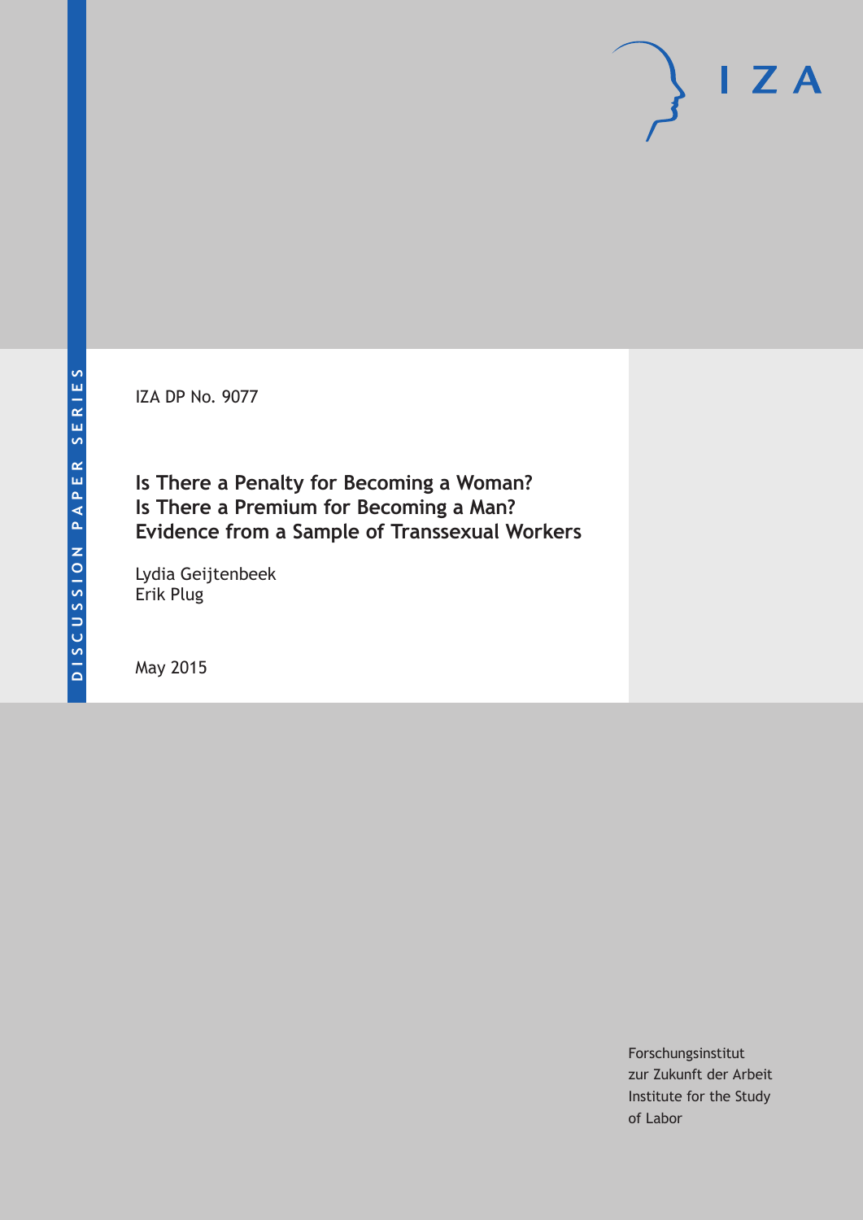DISCUSSION PAPER SERIES

IZA

IZA DP No. 9077

# Is There a Penalty for Becoming a Woman? Is There a Premium for Becoming a Man? Evidence from a Sample of Transsexual Workers

Lydia Geijtenbeek
Erik Plug

May 2015

Forschungsinstitut
zur Zukunft der Arbeit
Institute for the Study
of Labor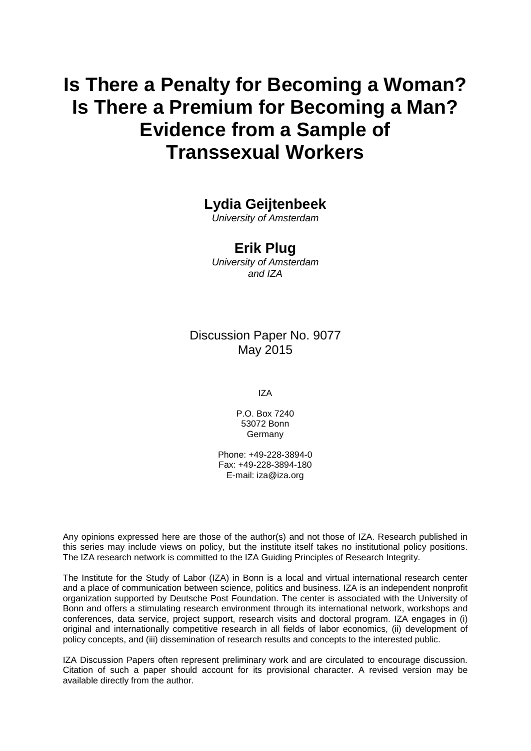# Is There a Penalty for Becoming a Woman? Is There a Premium for Becoming a Man? Evidence from a Sample of Transsexual Workers

**Lydia Geijtenbeek**
*University of Amsterdam*

**Erik Plug**
*University of Amsterdam and IZA*

Discussion Paper No. 9077
May 2015

IZA

P.O. Box 7240
53072 Bonn
Germany

Phone: +49-228-3894-0
Fax: +49-228-3894-180
E-mail: iza@iza.org

Any opinions expressed here are those of the author(s) and not those of IZA. Research published in this series may include views on policy, but the institute itself takes no institutional policy positions. The IZA research network is committed to the IZA Guiding Principles of Research Integrity.

The Institute for the Study of Labor (IZA) in Bonn is a local and virtual international research center and a place of communication between science, politics and business. IZA is an independent nonprofit organization supported by Deutsche Post Foundation. The center is associated with the University of Bonn and offers a stimulating research environment through its international network, workshops and conferences, data service, project support, research visits and doctoral program. IZA engages in (i) original and internationally competitive research in all fields of labor economics, (ii) development of policy concepts, and (iii) dissemination of research results and concepts to the interested public.

IZA Discussion Papers often represent preliminary work and are circulated to encourage discussion. Citation of such a paper should account for its provisional character. A revised version may be available directly from the author.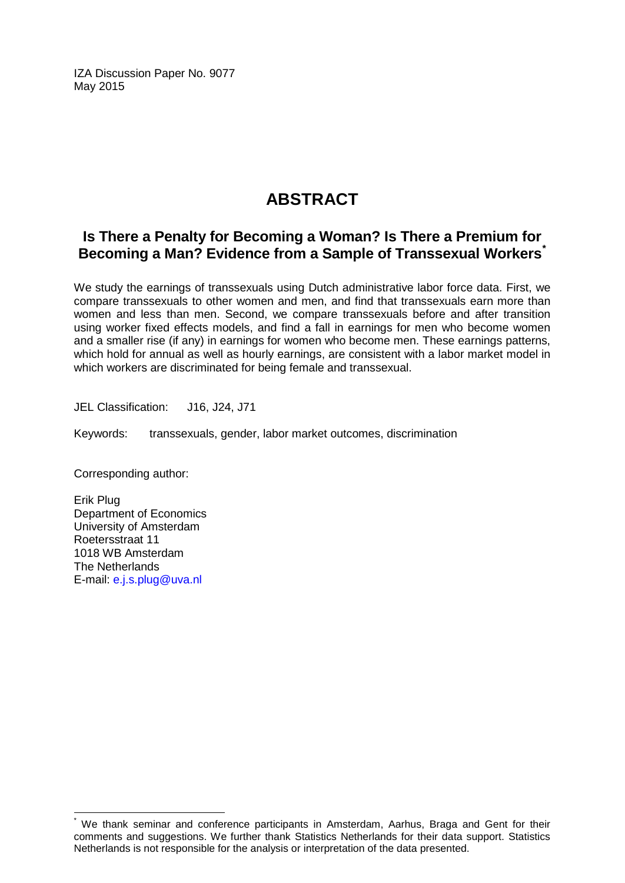IZA Discussion Paper No. 9077
May 2015

# ABSTRACT

## Is There a Penalty for Becoming a Woman? Is There a Premium for Becoming a Man? Evidence from a Sample of Transsexual Workers*

We study the earnings of transsexuals using Dutch administrative labor force data. First, we compare transsexuals to other women and men, and find that transsexuals earn more than women and less than men. Second, we compare transsexuals before and after transition using worker fixed effects models, and find a fall in earnings for men who become women and a smaller rise (if any) in earnings for women who become men. These earnings patterns, which hold for annual as well as hourly earnings, are consistent with a labor market model in which workers are discriminated for being female and transsexual.

JEL Classification: J16, J24, J71

Keywords: transsexuals, gender, labor market outcomes, discrimination

Corresponding author:

Erik Plug
Department of Economics
University of Amsterdam
Roetersstraat 11
1018 WB Amsterdam
The Netherlands
E-mail: e.j.s.plug@uva.nl

---

* We thank seminar and conference participants in Amsterdam, Aarhus, Braga and Gent for their comments and suggestions. We further thank Statistics Netherlands for their data support. Statistics Netherlands is not responsible for the analysis or interpretation of the data presented.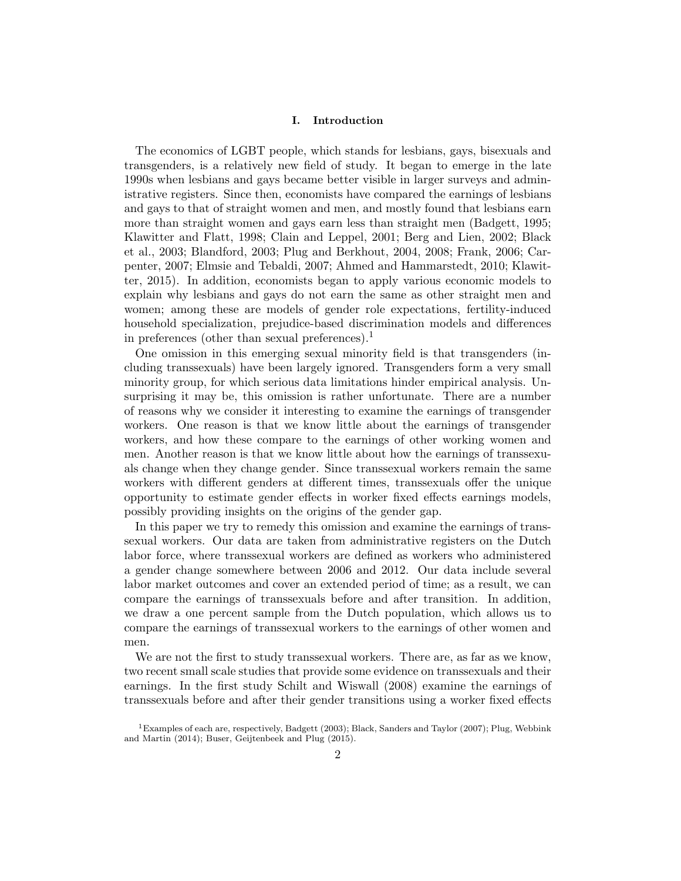## I. Introduction

The economics of LGBT people, which stands for lesbians, gays, bisexuals and transgenders, is a relatively new field of study. It began to emerge in the late 1990s when lesbians and gays became better visible in larger surveys and administrative registers. Since then, economists have compared the earnings of lesbians and gays to that of straight women and men, and mostly found that lesbians earn more than straight women and gays earn less than straight men (Badgett, 1995; Klawitter and Flatt, 1998; Clain and Leppel, 2001; Berg and Lien, 2002; Black et al., 2003; Blandford, 2003; Plug and Berkhout, 2004, 2008; Frank, 2006; Carpenter, 2007; Elmsie and Tebaldi, 2007; Ahmed and Hammarstedt, 2010; Klawitter, 2015). In addition, economists began to apply various economic models to explain why lesbians and gays do not earn the same as other straight men and women; among these are models of gender role expectations, fertility-induced household specialization, prejudice-based discrimination models and differences in preferences (other than sexual preferences).[1]

One omission in this emerging sexual minority field is that transgenders (including transsexuals) have been largely ignored. Transgenders form a very small minority group, for which serious data limitations hinder empirical analysis. Unsurprising it may be, this omission is rather unfortunate. There are a number of reasons why we consider it interesting to examine the earnings of transgender workers. One reason is that we know little about the earnings of transgender workers, and how these compare to the earnings of other working women and men. Another reason is that we know little about how the earnings of transsexuals change when they change gender. Since transsexual workers remain the same workers with different genders at different times, transsexuals offer the unique opportunity to estimate gender effects in worker fixed effects earnings models, possibly providing insights on the origins of the gender gap.

In this paper we try to remedy this omission and examine the earnings of transsexual workers. Our data are taken from administrative registers on the Dutch labor force, where transsexual workers are defined as workers who administered a gender change somewhere between 2006 and 2012. Our data include several labor market outcomes and cover an extended period of time; as a result, we can compare the earnings of transsexuals before and after transition. In addition, we draw a one percent sample from the Dutch population, which allows us to compare the earnings of transsexual workers to the earnings of other women and men.

We are not the first to study transsexual workers. There are, as far as we know, two recent small scale studies that provide some evidence on transsexuals and their earnings. In the first study Schilt and Wiswall (2008) examine the earnings of transsexuals before and after their gender transitions using a worker fixed effects

[1] Examples of each are, respectively, Badgett (2003); Black, Sanders and Taylor (2007); Plug, Webbink and Martin (2014); Buser, Geijtenbeek and Plug (2015).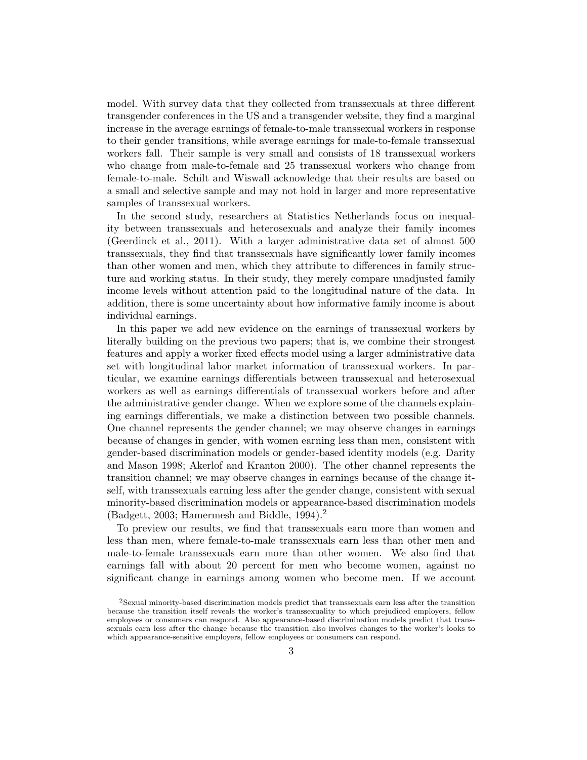model. With survey data that they collected from transsexuals at three different transgender conferences in the US and a transgender website, they find a marginal increase in the average earnings of female-to-male transsexual workers in response to their gender transitions, while average earnings for male-to-female transsexual workers fall. Their sample is very small and consists of 18 transsexual workers who change from male-to-female and 25 transsexual workers who change from female-to-male. Schilt and Wiswall acknowledge that their results are based on a small and selective sample and may not hold in larger and more representative samples of transsexual workers.

In the second study, researchers at Statistics Netherlands focus on inequality between transsexuals and heterosexuals and analyze their family incomes (Geerdinck et al., 2011). With a larger administrative data set of almost 500 transsexuals, they find that transsexuals have significantly lower family incomes than other women and men, which they attribute to differences in family structure and working status. In their study, they merely compare unadjusted family income levels without attention paid to the longitudinal nature of the data. In addition, there is some uncertainty about how informative family income is about individual earnings.

In this paper we add new evidence on the earnings of transsexual workers by literally building on the previous two papers; that is, we combine their strongest features and apply a worker fixed effects model using a larger administrative data set with longitudinal labor market information of transsexual workers. In particular, we examine earnings differentials between transsexual and heterosexual workers as well as earnings differentials of transsexual workers before and after the administrative gender change. When we explore some of the channels explaining earnings differentials, we make a distinction between two possible channels. One channel represents the gender channel; we may observe changes in earnings because of changes in gender, with women earning less than men, consistent with gender-based discrimination models or gender-based identity models (e.g. Darity and Mason 1998; Akerlof and Kranton 2000). The other channel represents the transition channel; we may observe changes in earnings because of the change itself, with transsexuals earning less after the gender change, consistent with sexual minority-based discrimination models or appearance-based discrimination models (Badgett, 2003; Hamermesh and Biddle, 1994).[2]

To preview our results, we find that transsexuals earn more than women and less than men, where female-to-male transsexuals earn less than other men and male-to-female transsexuals earn more than other women. We also find that earnings fall with about 20 percent for men who become women, against no significant change in earnings among women who become men. If we account

[2]Sexual minority-based discrimination models predict that transsexuals earn less after the transition because the transition itself reveals the worker's transsexuality to which prejudiced employers, fellow employees or consumers can respond. Also appearance-based discrimination models predict that transsexuals earn less after the change because the transition also involves changes to the worker's looks to which appearance-sensitive employers, fellow employees or consumers can respond.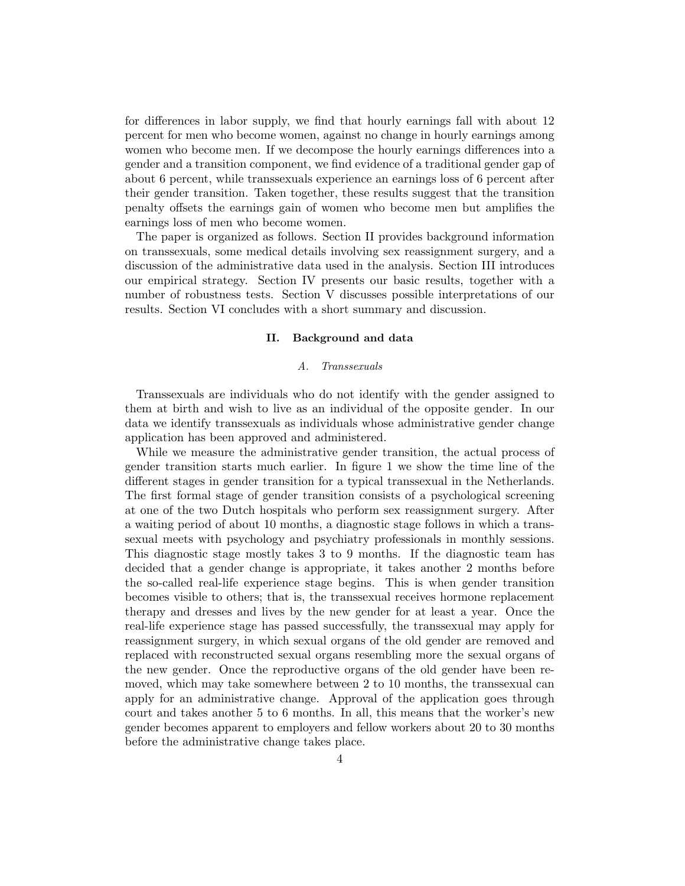for differences in labor supply, we find that hourly earnings fall with about 12 percent for men who become women, against no change in hourly earnings among women who become men. If we decompose the hourly earnings differences into a gender and a transition component, we find evidence of a traditional gender gap of about 6 percent, while transsexuals experience an earnings loss of 6 percent after their gender transition. Taken together, these results suggest that the transition penalty offsets the earnings gain of women who become men but amplifies the earnings loss of men who become women.

The paper is organized as follows. Section II provides background information on transsexuals, some medical details involving sex reassignment surgery, and a discussion of the administrative data used in the analysis. Section III introduces our empirical strategy. Section IV presents our basic results, together with a number of robustness tests. Section V discusses possible interpretations of our results. Section VI concludes with a short summary and discussion.

## II. Background and data

### *A. Transsexuals*

Transsexuals are individuals who do not identify with the gender assigned to them at birth and wish to live as an individual of the opposite gender. In our data we identify transsexuals as individuals whose administrative gender change application has been approved and administered.

While we measure the administrative gender transition, the actual process of gender transition starts much earlier. In figure 1 we show the time line of the different stages in gender transition for a typical transsexual in the Netherlands. The first formal stage of gender transition consists of a psychological screening at one of the two Dutch hospitals who perform sex reassignment surgery. After a waiting period of about 10 months, a diagnostic stage follows in which a transsexual meets with psychology and psychiatry professionals in monthly sessions. This diagnostic stage mostly takes 3 to 9 months. If the diagnostic team has decided that a gender change is appropriate, it takes another 2 months before the so-called real-life experience stage begins. This is when gender transition becomes visible to others; that is, the transsexual receives hormone replacement therapy and dresses and lives by the new gender for at least a year. Once the real-life experience stage has passed successfully, the transsexual may apply for reassignment surgery, in which sexual organs of the old gender are removed and replaced with reconstructed sexual organs resembling more the sexual organs of the new gender. Once the reproductive organs of the old gender have been removed, which may take somewhere between 2 to 10 months, the transsexual can apply for an administrative change. Approval of the application goes through court and takes another 5 to 6 months. In all, this means that the worker's new gender becomes apparent to employers and fellow workers about 20 to 30 months before the administrative change takes place.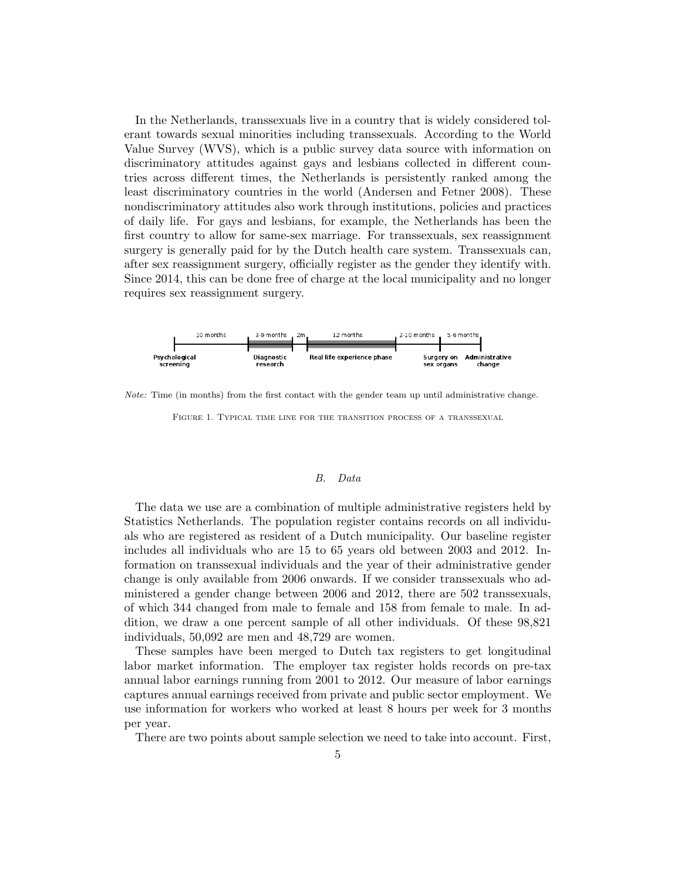In the Netherlands, transsexuals live in a country that is widely considered tolerant towards sexual minorities including transsexuals. According to the World Value Survey (WVS), which is a public survey data source with information on discriminatory attitudes against gays and lesbians collected in different countries across different times, the Netherlands is persistently ranked among the least discriminatory countries in the world (Andersen and Fetner 2008). These nondiscriminatory attitudes also work through institutions, policies and practices of daily life. For gays and lesbians, for example, the Netherlands has been the first country to allow for same-sex marriage. For transsexuals, sex reassignment surgery is generally paid for by the Dutch health care system. Transsexuals can, after sex reassignment surgery, officially register as the gender they identify with. Since 2014, this can be done free of charge at the local municipality and no longer requires sex reassignment surgery.

| 10 months | 3-9 months | 2m | 12 months | 2-10 months | 5-6 months | |
|---|---|---|---|---|---|---|
| Psychological screening | Diagnostic research | | Real life experience phase | | Surgery on sex organs | Administrative change |

*Note:* Time (in months) from the first contact with the gender team up until administrative change.

Figure 1. Typical time line for the transition process of a transsexual

### *B. Data*

The data we use are a combination of multiple administrative registers held by Statistics Netherlands. The population register contains records on all individuals who are registered as resident of a Dutch municipality. Our baseline register includes all individuals who are 15 to 65 years old between 2003 and 2012. Information on transsexual individuals and the year of their administrative gender change is only available from 2006 onwards. If we consider transsexuals who administered a gender change between 2006 and 2012, there are 502 transsexuals, of which 344 changed from male to female and 158 from female to male. In addition, we draw a one percent sample of all other individuals. Of these 98,821 individuals, 50,092 are men and 48,729 are women.

These samples have been merged to Dutch tax registers to get longitudinal labor market information. The employer tax register holds records on pre-tax annual labor earnings running from 2001 to 2012. Our measure of labor earnings captures annual earnings received from private and public sector employment. We use information for workers who worked at least 8 hours per week for 3 months per year.

There are two points about sample selection we need to take into account. First,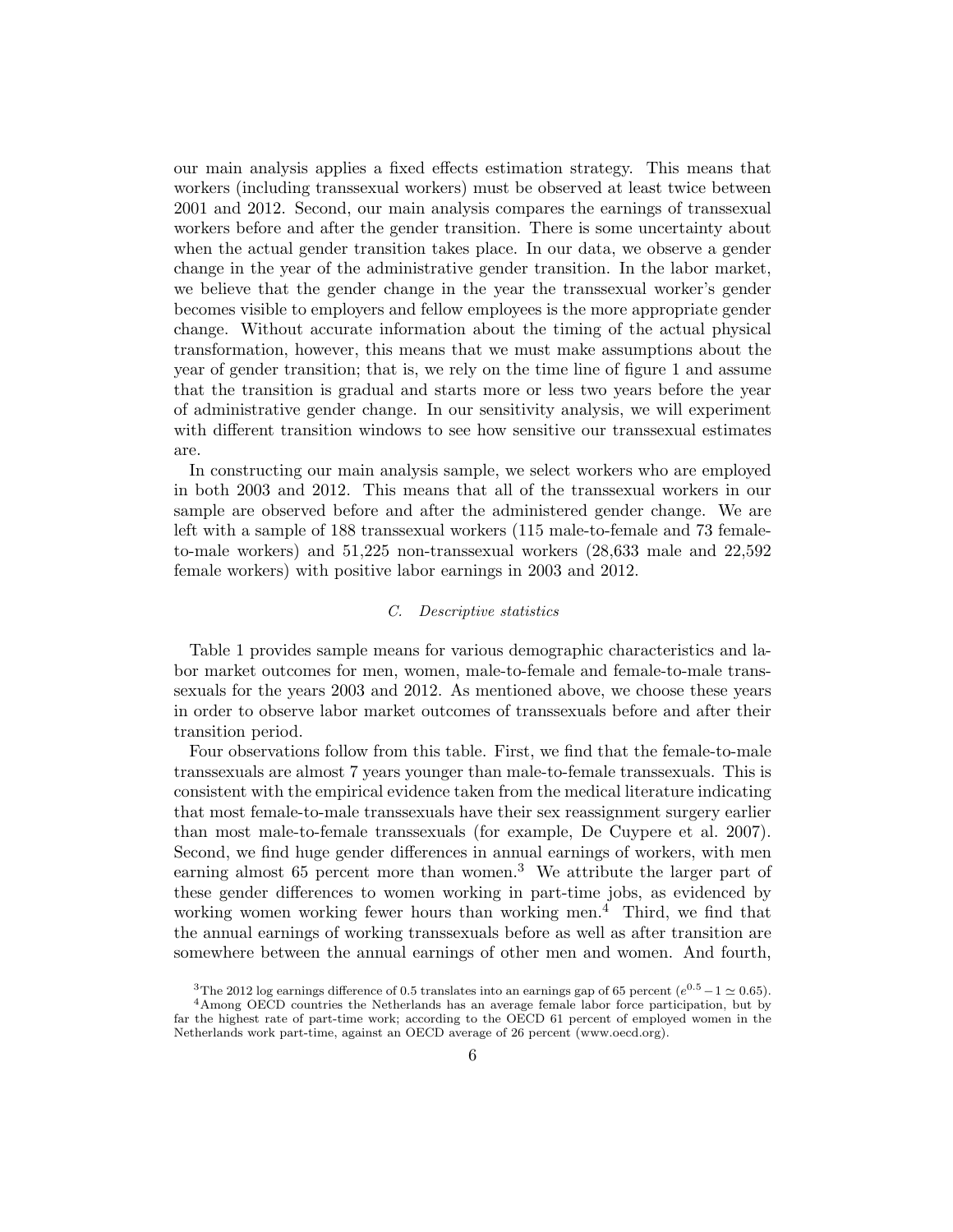our main analysis applies a fixed effects estimation strategy. This means that workers (including transsexual workers) must be observed at least twice between 2001 and 2012. Second, our main analysis compares the earnings of transsexual workers before and after the gender transition. There is some uncertainty about when the actual gender transition takes place. In our data, we observe a gender change in the year of the administrative gender transition. In the labor market, we believe that the gender change in the year the transsexual worker's gender becomes visible to employers and fellow employees is the more appropriate gender change. Without accurate information about the timing of the actual physical transformation, however, this means that we must make assumptions about the year of gender transition; that is, we rely on the time line of figure 1 and assume that the transition is gradual and starts more or less two years before the year of administrative gender change. In our sensitivity analysis, we will experiment with different transition windows to see how sensitive our transsexual estimates are.

In constructing our main analysis sample, we select workers who are employed in both 2003 and 2012. This means that all of the transsexual workers in our sample are observed before and after the administered gender change. We are left with a sample of 188 transsexual workers (115 male-to-female and 73 female-to-male workers) and 51,225 non-transsexual workers (28,633 male and 22,592 female workers) with positive labor earnings in 2003 and 2012.

### *C. Descriptive statistics*

Table 1 provides sample means for various demographic characteristics and labor market outcomes for men, women, male-to-female and female-to-male transsexuals for the years 2003 and 2012. As mentioned above, we choose these years in order to observe labor market outcomes of transsexuals before and after their transition period.

Four observations follow from this table. First, we find that the female-to-male transsexuals are almost 7 years younger than male-to-female transsexuals. This is consistent with the empirical evidence taken from the medical literature indicating that most female-to-male transsexuals have their sex reassignment surgery earlier than most male-to-female transsexuals (for example, De Cuypere et al. 2007). Second, we find huge gender differences in annual earnings of workers, with men earning almost 65 percent more than women.[3] We attribute the larger part of these gender differences to women working in part-time jobs, as evidenced by working women working fewer hours than working men.[4] Third, we find that the annual earnings of working transsexuals before as well as after transition are somewhere between the annual earnings of other men and women. And fourth,

[3] The 2012 log earnings difference of 0.5 translates into an earnings gap of 65 percent ($e^{0.5} - 1 \simeq 0.65$).

[4] Among OECD countries the Netherlands has an average female labor force participation, but by far the highest rate of part-time work; according to the OECD 61 percent of employed women in the Netherlands work part-time, against an OECD average of 26 percent (www.oecd.org).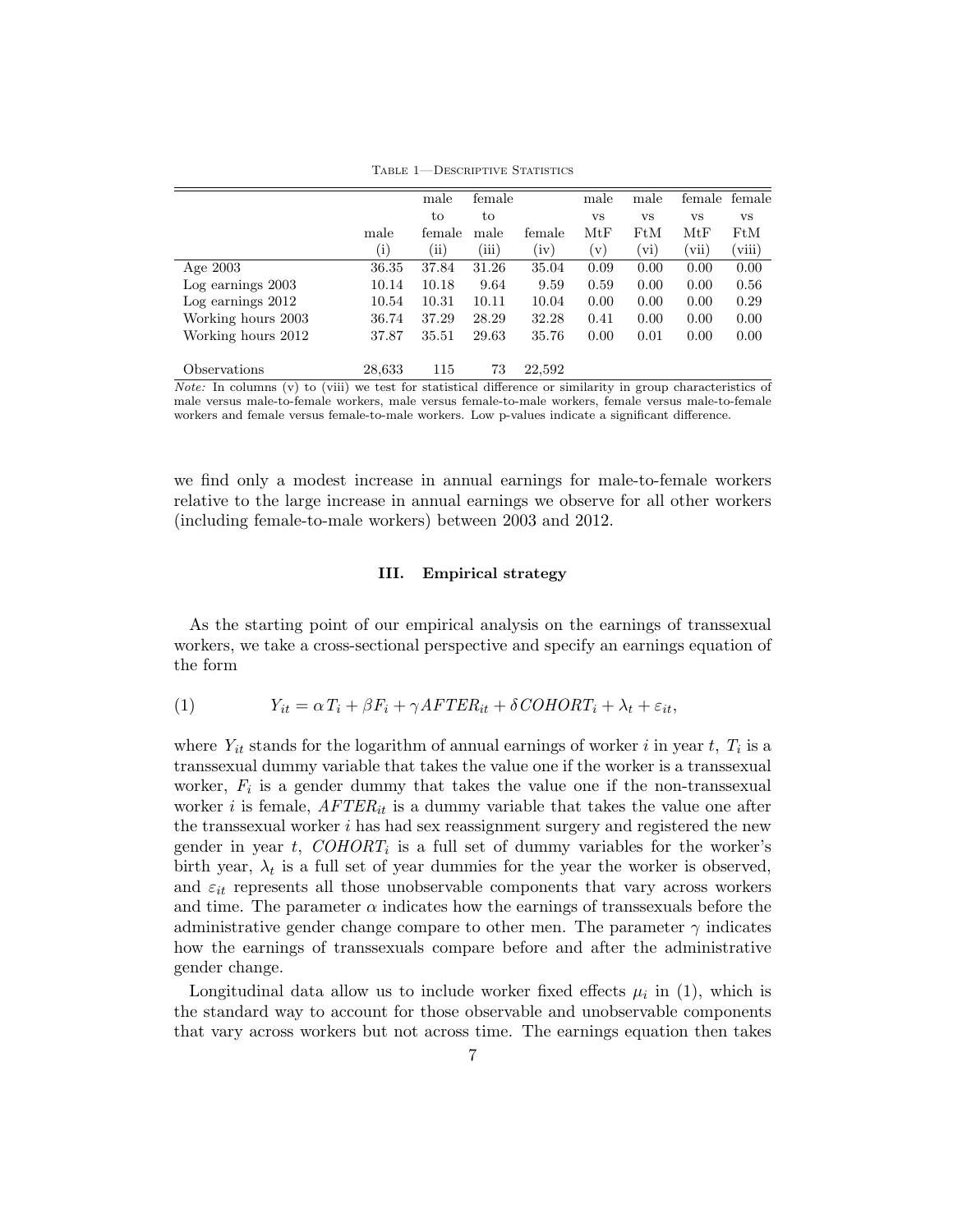Table 1—Descriptive Statistics

| | male | male to female | female to male | female | male vs MtF | male vs FtM | female vs MtF | female vs FtM |
|---|---|---|---|---|---|---|---|---|
| | (i) | (ii) | (iii) | (iv) | (v) | (vi) | (vii) | (viii) |
| Age 2003 | 36.35 | 37.84 | 31.26 | 35.04 | 0.09 | 0.00 | 0.00 | 0.00 |
| Log earnings 2003 | 10.14 | 10.18 | 9.64 | 9.59 | 0.59 | 0.00 | 0.00 | 0.56 |
| Log earnings 2012 | 10.54 | 10.31 | 10.11 | 10.04 | 0.00 | 0.00 | 0.00 | 0.29 |
| Working hours 2003 | 36.74 | 37.29 | 28.29 | 32.28 | 0.41 | 0.00 | 0.00 | 0.00 |
| Working hours 2012 | 37.87 | 35.51 | 29.63 | 35.76 | 0.00 | 0.01 | 0.00 | 0.00 |
| Observations | 28,633 | 115 | 73 | 22,592 | | | | |

*Note:* In columns (v) to (viii) we test for statistical difference or similarity in group characteristics of male versus male-to-female workers, male versus female-to-male workers, female versus male-to-female workers and female versus female-to-male workers. Low p-values indicate a significant difference.

we find only a modest increase in annual earnings for male-to-female workers relative to the large increase in annual earnings we observe for all other workers (including female-to-male workers) between 2003 and 2012.

## III. Empirical strategy

As the starting point of our empirical analysis on the earnings of transsexual workers, we take a cross-sectional perspective and specify an earnings equation of the form

$$Y_{it} = \alpha T_i + \beta F_i + \gamma AFTER_{it} + \delta COHORT_i + \lambda_t + \varepsilon_{it}, \tag{1}$$

where $Y_{it}$ stands for the logarithm of annual earnings of worker $i$ in year $t$, $T_i$ is a transsexual dummy variable that takes the value one if the worker is a transsexual worker, $F_i$ is a gender dummy that takes the value one if the non-transsexual worker $i$ is female, $AFTER_{it}$ is a dummy variable that takes the value one after the transsexual worker $i$ has had sex reassignment surgery and registered the new gender in year $t$, $COHORT_i$ is a full set of dummy variables for the worker's birth year, $\lambda_t$ is a full set of year dummies for the year the worker is observed, and $\varepsilon_{it}$ represents all those unobservable components that vary across workers and time. The parameter $\alpha$ indicates how the earnings of transsexuals before the administrative gender change compare to other men. The parameter $\gamma$ indicates how the earnings of transsexuals compare before and after the administrative gender change.

Longitudinal data allow us to include worker fixed effects $\mu_i$ in (1), which is the standard way to account for those observable and unobservable components that vary across workers but not across time. The earnings equation then takes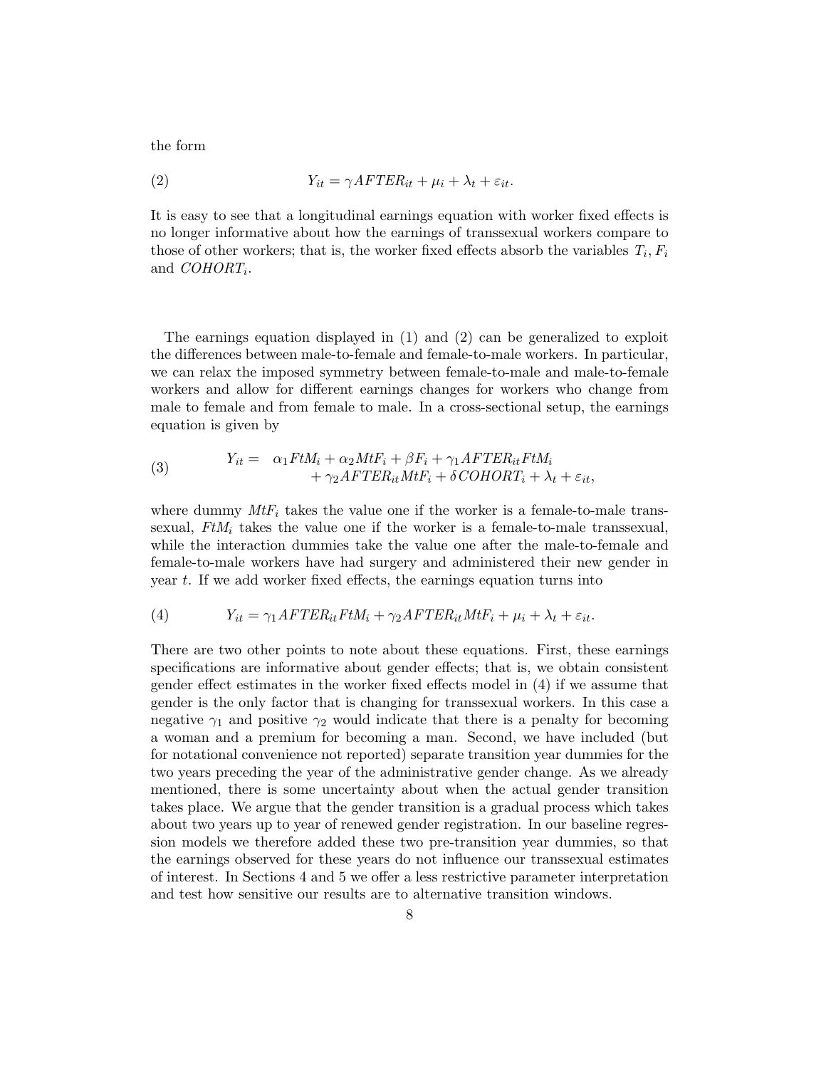the form

$$Y_{it} = \gamma AFTER_{it} + \mu_i + \lambda_t + \varepsilon_{it}. \tag{2}$$

It is easy to see that a longitudinal earnings equation with worker fixed effects is no longer informative about how the earnings of transsexual workers compare to those of other workers; that is, the worker fixed effects absorb the variables $T_i$, $F_i$ and $COHORT_i$.

The earnings equation displayed in (1) and (2) can be generalized to exploit the differences between male-to-female and female-to-male workers. In particular, we can relax the imposed symmetry between female-to-male and male-to-female workers and allow for different earnings changes for workers who change from male to female and from female to male. In a cross-sectional setup, the earnings equation is given by

$$\begin{aligned} Y_{it} = \; & \alpha_1 FtM_i + \alpha_2 MtF_i + \beta F_i + \gamma_1 AFTER_{it} FtM_i \\ & + \gamma_2 AFTER_{it} MtF_i + \delta COHORT_i + \lambda_t + \varepsilon_{it}, \end{aligned} \tag{3}$$

where dummy $MtF_i$ takes the value one if the worker is a female-to-male transsexual, $FtM_i$ takes the value one if the worker is a female-to-male transsexual, while the interaction dummies take the value one after the male-to-female and female-to-male workers have had surgery and administered their new gender in year $t$. If we add worker fixed effects, the earnings equation turns into

$$Y_{it} = \gamma_1 AFTER_{it} FtM_i + \gamma_2 AFTER_{it} MtF_i + \mu_i + \lambda_t + \varepsilon_{it}. \tag{4}$$

There are two other points to note about these equations. First, these earnings specifications are informative about gender effects; that is, we obtain consistent gender effect estimates in the worker fixed effects model in (4) if we assume that gender is the only factor that is changing for transsexual workers. In this case a negative $\gamma_1$ and positive $\gamma_2$ would indicate that there is a penalty for becoming a woman and a premium for becoming a man. Second, we have included (but for notational convenience not reported) separate transition year dummies for the two years preceding the year of the administrative gender change. As we already mentioned, there is some uncertainty about when the actual gender transition takes place. We argue that the gender transition is a gradual process which takes about two years up to year of renewed gender registration. In our baseline regression models we therefore added these two pre-transition year dummies, so that the earnings observed for these years do not influence our transsexual estimates of interest. In Sections 4 and 5 we offer a less restrictive parameter interpretation and test how sensitive our results are to alternative transition windows.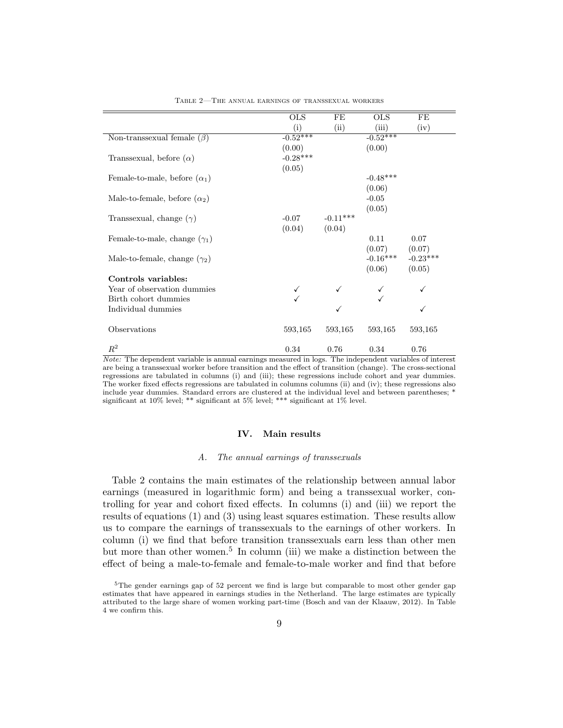Table 2—The annual earnings of transsexual workers

| | OLS (i) | FE (ii) | OLS (iii) | FE (iv) |
|---|---|---|---|---|
| Non-transsexual female ($\beta$) | -0.52*** | | -0.52*** | |
| | (0.00) | | (0.00) | |
| Transsexual, before ($\alpha$) | -0.28*** | | | |
| | (0.05) | | | |
| Female-to-male, before ($\alpha_1$) | | | -0.48*** | |
| | | | (0.06) | |
| Male-to-female, before ($\alpha_2$) | | | -0.05 | |
| | | | (0.05) | |
| Transsexual, change ($\gamma$) | -0.07 | -0.11*** | | |
| | (0.04) | (0.04) | | |
| Female-to-male, change ($\gamma_1$) | | | 0.11 | 0.07 |
| | | | (0.07) | (0.07) |
| Male-to-female, change ($\gamma_2$) | | | -0.16*** | -0.23*** |
| | | | (0.06) | (0.05) |
| **Controls variables:** | | | | |
| Year of observation dummies | ✓ | ✓ | ✓ | ✓ |
| Birth cohort dummies | ✓ | | ✓ | |
| Individual dummies | | ✓ | | ✓ |
| Observations | 593,165 | 593,165 | 593,165 | 593,165 |
| $R^2$ | 0.34 | 0.76 | 0.34 | 0.76 |

*Note:* The dependent variable is annual earnings measured in logs. The independent variables of interest are being a transsexual worker before transition and the effect of transition (change). The cross-sectional regressions are tabulated in columns (i) and (iii); these regressions include cohort and year dummies. The worker fixed effects regressions are tabulated in columns columns (ii) and (iv); these regressions also include year dummies. Standard errors are clustered at the individual level and between parentheses; * significant at 10% level; ** significant at 5% level; *** significant at 1% level.

## IV. Main results

### A. *The annual earnings of transsexuals*

Table 2 contains the main estimates of the relationship between annual labor earnings (measured in logarithmic form) and being a transsexual worker, controlling for year and cohort fixed effects. In columns (i) and (iii) we report the results of equations (1) and (3) using least squares estimation. These results allow us to compare the earnings of transsexuals to the earnings of other workers. In column (i) we find that before transition transsexuals earn less than other men but more than other women.[5] In column (iii) we make a distinction between the effect of being a male-to-female and female-to-male worker and find that before

[5]The gender earnings gap of 52 percent we find is large but comparable to most other gender gap estimates that have appeared in earnings studies in the Netherland. The large estimates are typically attributed to the large share of women working part-time (Bosch and van der Klaauw, 2012). In Table 4 we confirm this.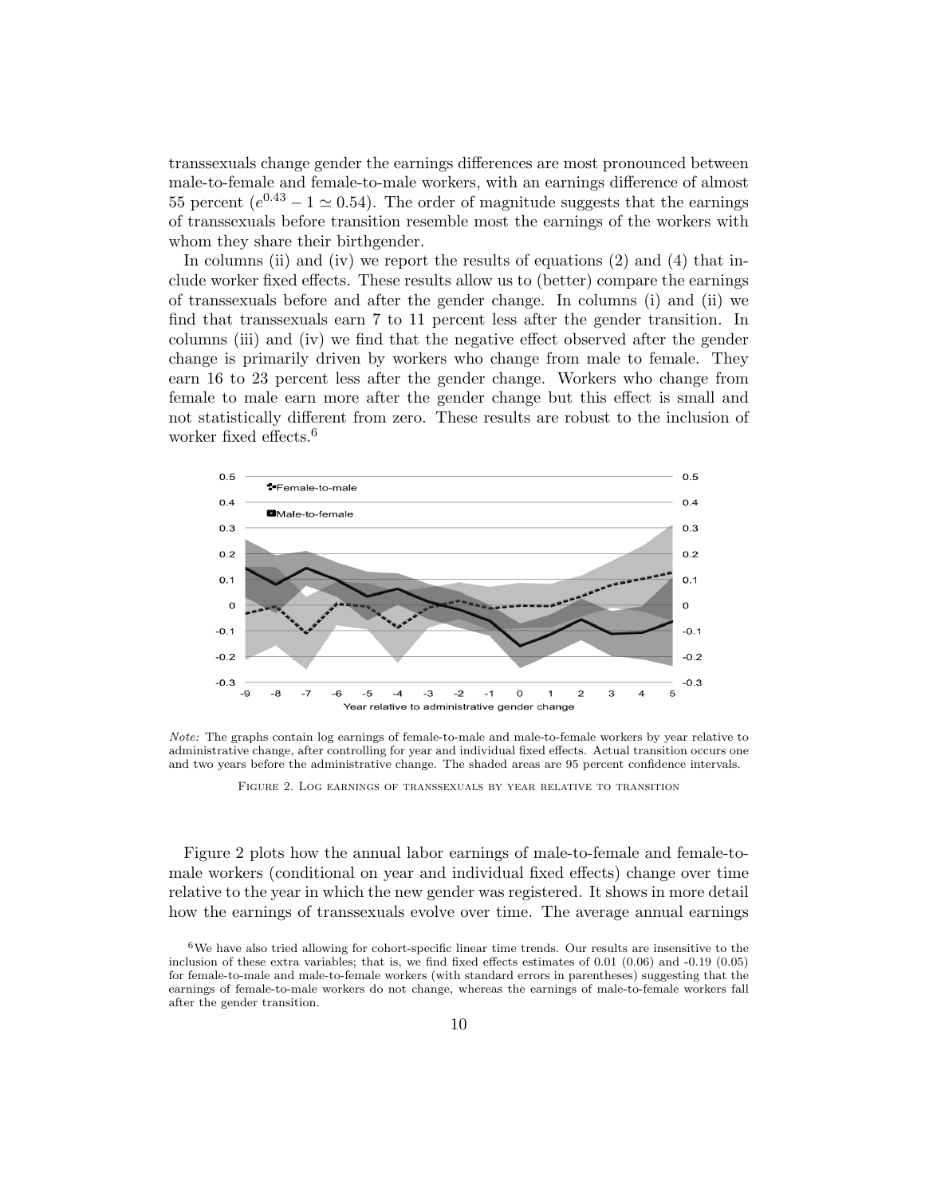transsexuals change gender the earnings differences are most pronounced between male-to-female and female-to-male workers, with an earnings difference of almost 55 percent ($e^{0.43} - 1 \simeq 0.54$). The order of magnitude suggests that the earnings of transsexuals before transition resemble most the earnings of the workers with whom they share their birthgender.

In columns (ii) and (iv) we report the results of equations (2) and (4) that include worker fixed effects. These results allow us to (better) compare the earnings of transsexuals before and after the gender change. In columns (i) and (ii) we find that transsexuals earn 7 to 11 percent less after the gender transition. In columns (iii) and (iv) we find that the negative effect observed after the gender change is primarily driven by workers who change from male to female. They earn 16 to 23 percent less after the gender change. Workers who change from female to male earn more after the gender change but this effect is small and not statistically different from zero. These results are robust to the inclusion of worker fixed effects.[6]

*Note:* The graphs contain log earnings of female-to-male and male-to-female workers by year relative to administrative change, after controlling for year and individual fixed effects. Actual transition occurs one and two years before the administrative change. The shaded areas are 95 percent confidence intervals.

FIGURE 2. LOG EARNINGS OF TRANSSEXUALS BY YEAR RELATIVE TO TRANSITION

Figure 2 plots how the annual labor earnings of male-to-female and female-to-male workers (conditional on year and individual fixed effects) change over time relative to the year in which the new gender was registered. It shows in more detail how the earnings of transsexuals evolve over time. The average annual earnings

[6] We have also tried allowing for cohort-specific linear time trends. Our results are insensitive to the inclusion of these extra variables; that is, we find fixed effects estimates of 0.01 (0.06) and -0.19 (0.05) for female-to-male and male-to-female workers (with standard errors in parentheses) suggesting that the earnings of female-to-male workers do not change, whereas the earnings of male-to-female workers fall after the gender transition.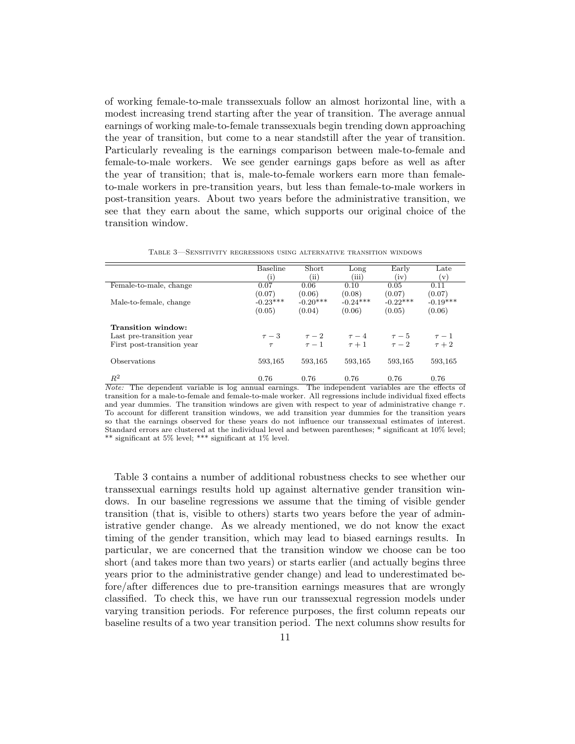of working female-to-male transsexuals follow an almost horizontal line, with a modest increasing trend starting after the year of transition. The average annual earnings of working male-to-female transsexuals begin trending down approaching the year of transition, but come to a near standstill after the year of transition. Particularly revealing is the earnings comparison between male-to-female and female-to-male workers. We see gender earnings gaps before as well as after the year of transition; that is, male-to-female workers earn more than female-to-male workers in pre-transition years, but less than female-to-male workers in post-transition years. About two years before the administrative transition, we see that they earn about the same, which supports our original choice of the transition window.

Table 3—Sensitivity regressions using alternative transition windows

| | Baseline (i) | Short (ii) | Long (iii) | Early (iv) | Late (v) |
|---|---|---|---|---|---|
| Female-to-male, change | 0.07 | 0.06 | 0.10 | 0.05 | 0.11 |
| | (0.07) | (0.06) | (0.08) | (0.07) | (0.07) |
| Male-to-female, change | -0.23*** | -0.20*** | -0.24*** | -0.22*** | -0.19*** |
| | (0.05) | (0.04) | (0.06) | (0.05) | (0.06) |
| **Transition window:** | | | | | |
| Last pre-transition year | $\tau-3$ | $\tau-2$ | $\tau-4$ | $\tau-5$ | $\tau-1$ |
| First post-transition year | $\tau$ | $\tau-1$ | $\tau+1$ | $\tau-2$ | $\tau+2$ |
| Observations | 593,165 | 593,165 | 593,165 | 593,165 | 593,165 |
| $R^2$ | 0.76 | 0.76 | 0.76 | 0.76 | 0.76 |

*Note:* The dependent variable is log annual earnings. The independent variables are the effects of transition for a male-to-female and female-to-male worker. All regressions include individual fixed effects and year dummies. The transition windows are given with respect to year of administrative change $\tau$. To account for different transition windows, we add transition year dummies for the transition years so that the earnings observed for these years do not influence our transsexual estimates of interest. Standard errors are clustered at the individual level and between parentheses; * significant at 10% level; ** significant at 5% level; *** significant at 1% level.

Table 3 contains a number of additional robustness checks to see whether our transsexual earnings results hold up against alternative gender transition windows. In our baseline regressions we assume that the timing of visible gender transition (that is, visible to others) starts two years before the year of administrative gender change. As we already mentioned, we do not know the exact timing of the gender transition, which may lead to biased earnings results. In particular, we are concerned that the transition window we choose can be too short (and takes more than two years) or starts earlier (and actually begins three years prior to the administrative gender change) and lead to underestimated before/after differences due to pre-transition earnings measures that are wrongly classified. To check this, we have run our transsexual regression models under varying transition periods. For reference purposes, the first column repeats our baseline results of a two year transition period. The next columns show results for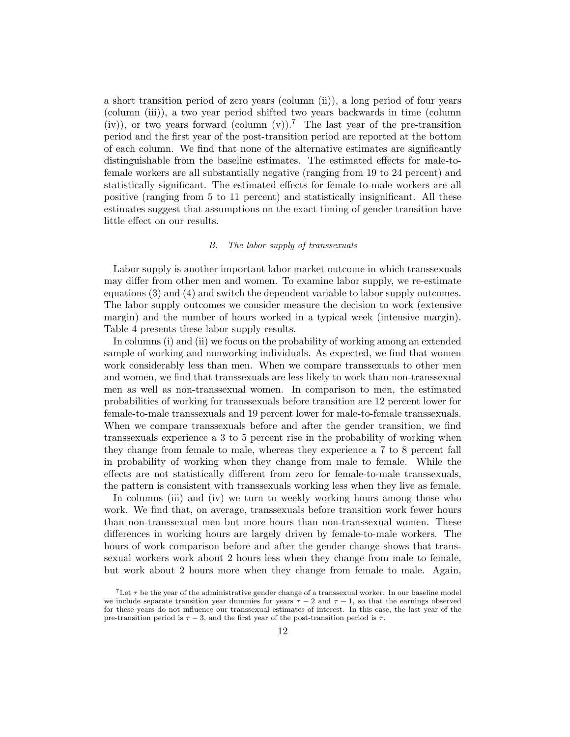a short transition period of zero years (column (ii)), a long period of four years (column (iii)), a two year period shifted two years backwards in time (column (iv)), or two years forward (column (v)).[7] The last year of the pre-transition period and the first year of the post-transition period are reported at the bottom of each column. We find that none of the alternative estimates are significantly distinguishable from the baseline estimates. The estimated effects for male-to-female workers are all substantially negative (ranging from 19 to 24 percent) and statistically significant. The estimated effects for female-to-male workers are all positive (ranging from 5 to 11 percent) and statistically insignificant. All these estimates suggest that assumptions on the exact timing of gender transition have little effect on our results.

### *B. The labor supply of transsexuals*

Labor supply is another important labor market outcome in which transsexuals may differ from other men and women. To examine labor supply, we re-estimate equations (3) and (4) and switch the dependent variable to labor supply outcomes. The labor supply outcomes we consider measure the decision to work (extensive margin) and the number of hours worked in a typical week (intensive margin). Table 4 presents these labor supply results.

In columns (i) and (ii) we focus on the probability of working among an extended sample of working and nonworking individuals. As expected, we find that women work considerably less than men. When we compare transsexuals to other men and women, we find that transsexuals are less likely to work than non-transsexual men as well as non-transsexual women. In comparison to men, the estimated probabilities of working for transsexuals before transition are 12 percent lower for female-to-male transsexuals and 19 percent lower for male-to-female transsexuals. When we compare transsexuals before and after the gender transition, we find transsexuals experience a 3 to 5 percent rise in the probability of working when they change from female to male, whereas they experience a 7 to 8 percent fall in probability of working when they change from male to female. While the effects are not statistically different from zero for female-to-male transsexuals, the pattern is consistent with transsexuals working less when they live as female.

In columns (iii) and (iv) we turn to weekly working hours among those who work. We find that, on average, transsexuals before transition work fewer hours than non-transsexual men but more hours than non-transsexual women. These differences in working hours are largely driven by female-to-male workers. The hours of work comparison before and after the gender change shows that transsexual workers work about 2 hours less when they change from male to female, but work about 2 hours more when they change from female to male. Again,

[7] Let $\tau$ be the year of the administrative gender change of a transsexual worker. In our baseline model we include separate transition year dummies for years $\tau - 2$ and $\tau - 1$, so that the earnings observed for these years do not influence our transsexual estimates of interest. In this case, the last year of the pre-transition period is $\tau - 3$, and the first year of the post-transition period is $\tau$.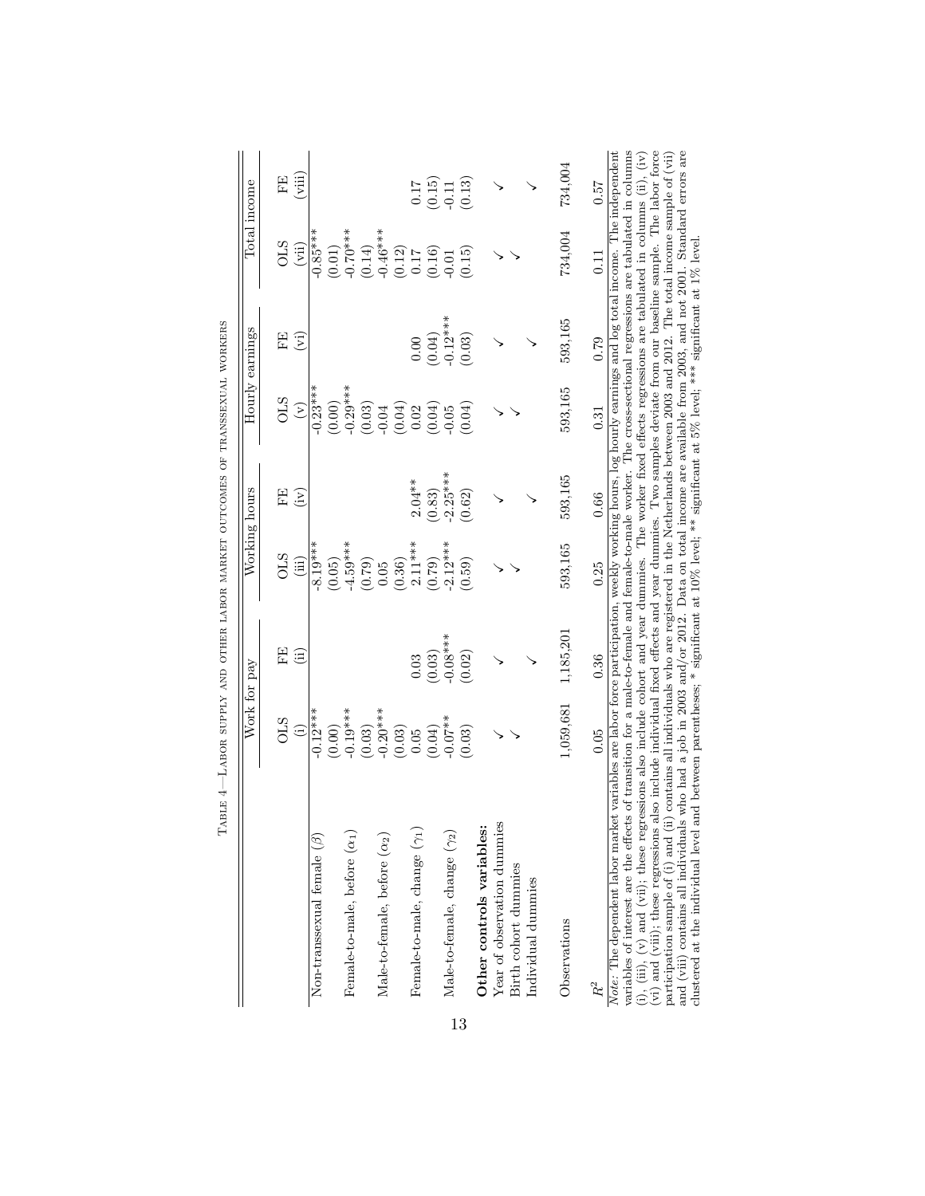Table 4—Labor supply and other labor market outcomes of transsexual workers

| | Work for pay | | Working hours | | Hourly earnings | | Total income | |
|---|---|---|---|---|---|---|---|---|
| | OLS | FE | OLS | FE | OLS | FE | OLS | FE |
| | (i) | (ii) | (iii) | (iv) | (v) | (vi) | (vii) | (viii) |
| Non-transsexual female ($\beta$) | -0.12*** | | -8.19*** | | -0.23*** | | -0.85*** | |
| | (0.00) | | (0.05) | | (0.00) | | (0.01) | |
| Female-to-male, before ($\alpha_1$) | -0.19*** | | -4.59*** | | -0.29*** | | -0.70*** | |
| | (0.03) | | (0.79) | | (0.03) | | (0.14) | |
| Male-to-female, before ($\alpha_2$) | -0.20*** | | 0.05 | | -0.04 | | -0.46*** | |
| | (0.03) | | (0.36) | | (0.04) | | (0.12) | |
| Female-to-male, change ($\gamma_1$) | 0.05 | 0.03 | 2.11*** | 2.04** | 0.02 | 0.00 | 0.17 | 0.17 |
| | (0.04) | (0.03) | (0.79) | (0.83) | (0.04) | (0.04) | (0.16) | (0.15) |
| Male-to-female, change ($\gamma_2$) | -0.07** | -0.08*** | -2.12*** | -2.25*** | -0.05 | -0.12*** | -0.01 | -0.11 |
| | (0.03) | (0.02) | (0.59) | (0.62) | (0.04) | (0.03) | (0.15) | (0.13) |
| **Other controls variables:** | | | | | | | | |
| Year of observation dummies | ✓ | ✓ | ✓ | ✓ | ✓ | ✓ | ✓ | ✓ |
| Birth cohort dummies | ✓ | | ✓ | | ✓ | | ✓ | |
| Individual dummies | | ✓ | | ✓ | | ✓ | | ✓ |
| Observations | 1,059,681 | 1,185,201 | 593,165 | 593,165 | 593,165 | 593,165 | 734,004 | 734,004 |
| $R^2$ | 0.05 | 0.36 | 0.25 | 0.66 | 0.31 | 0.79 | 0.11 | 0.57 |

*Note:* The dependent labor market variables are labor force participation, weekly working hours, log hourly earnings and log total income. The independent variables of interest are the effects of transition for a male-to-female and female-to-male worker. The cross-sectional regressions are tabulated in columns (i), (iii), (v) and (vii); these regressions also include cohort and year dummies. The worker fixed effects regressions are tabulated in columns (ii), (iv) (vi) and (viii); these regressions also include individual fixed effects and year dummies. Two samples deviate from our baseline sample. The labor force participation sample of (i) and (ii) contains all individuals who are registered in the Netherlands between 2003 and 2012. The total income sample of (vii) and (viii) contains all individuals who had a job in 2003 and/or 2012. Data on total income are available from 2003, and not 2001. Standard errors are clustered at the individual level and between parentheses; * significant at 10% level; ** significant at 5% level; *** significant at 1% level.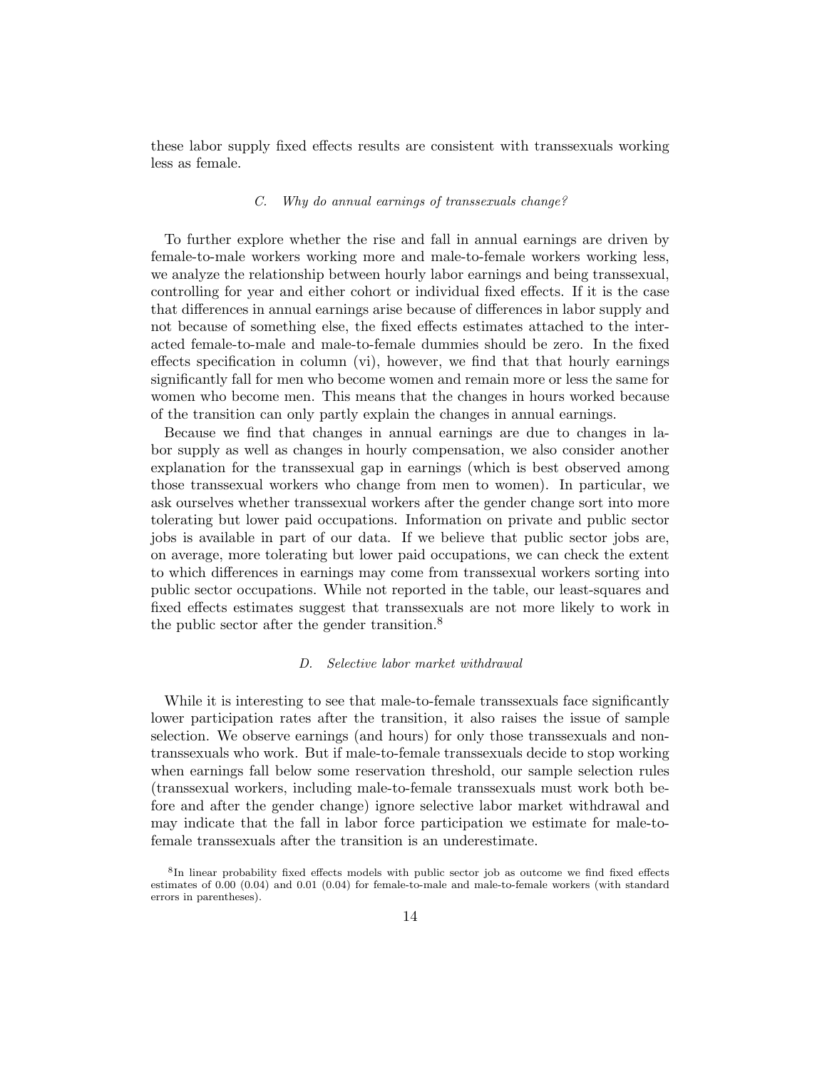these labor supply fixed effects results are consistent with transsexuals working less as female.

### *C. Why do annual earnings of transsexuals change?*

To further explore whether the rise and fall in annual earnings are driven by female-to-male workers working more and male-to-female workers working less, we analyze the relationship between hourly labor earnings and being transsexual, controlling for year and either cohort or individual fixed effects. If it is the case that differences in annual earnings arise because of differences in labor supply and not because of something else, the fixed effects estimates attached to the interacted female-to-male and male-to-female dummies should be zero. In the fixed effects specification in column (vi), however, we find that that hourly earnings significantly fall for men who become women and remain more or less the same for women who become men. This means that the changes in hours worked because of the transition can only partly explain the changes in annual earnings.

Because we find that changes in annual earnings are due to changes in labor supply as well as changes in hourly compensation, we also consider another explanation for the transsexual gap in earnings (which is best observed among those transsexual workers who change from men to women). In particular, we ask ourselves whether transsexual workers after the gender change sort into more tolerating but lower paid occupations. Information on private and public sector jobs is available in part of our data. If we believe that public sector jobs are, on average, more tolerating but lower paid occupations, we can check the extent to which differences in earnings may come from transsexual workers sorting into public sector occupations. While not reported in the table, our least-squares and fixed effects estimates suggest that transsexuals are not more likely to work in the public sector after the gender transition.[8]

### *D. Selective labor market withdrawal*

While it is interesting to see that male-to-female transsexuals face significantly lower participation rates after the transition, it also raises the issue of sample selection. We observe earnings (and hours) for only those transsexuals and non-transsexuals who work. But if male-to-female transsexuals decide to stop working when earnings fall below some reservation threshold, our sample selection rules (transsexual workers, including male-to-female transsexuals must work both before and after the gender change) ignore selective labor market withdrawal and may indicate that the fall in labor force participation we estimate for male-to-female transsexuals after the transition is an underestimate.

[8] In linear probability fixed effects models with public sector job as outcome we find fixed effects estimates of 0.00 (0.04) and 0.01 (0.04) for female-to-male and male-to-female workers (with standard errors in parentheses).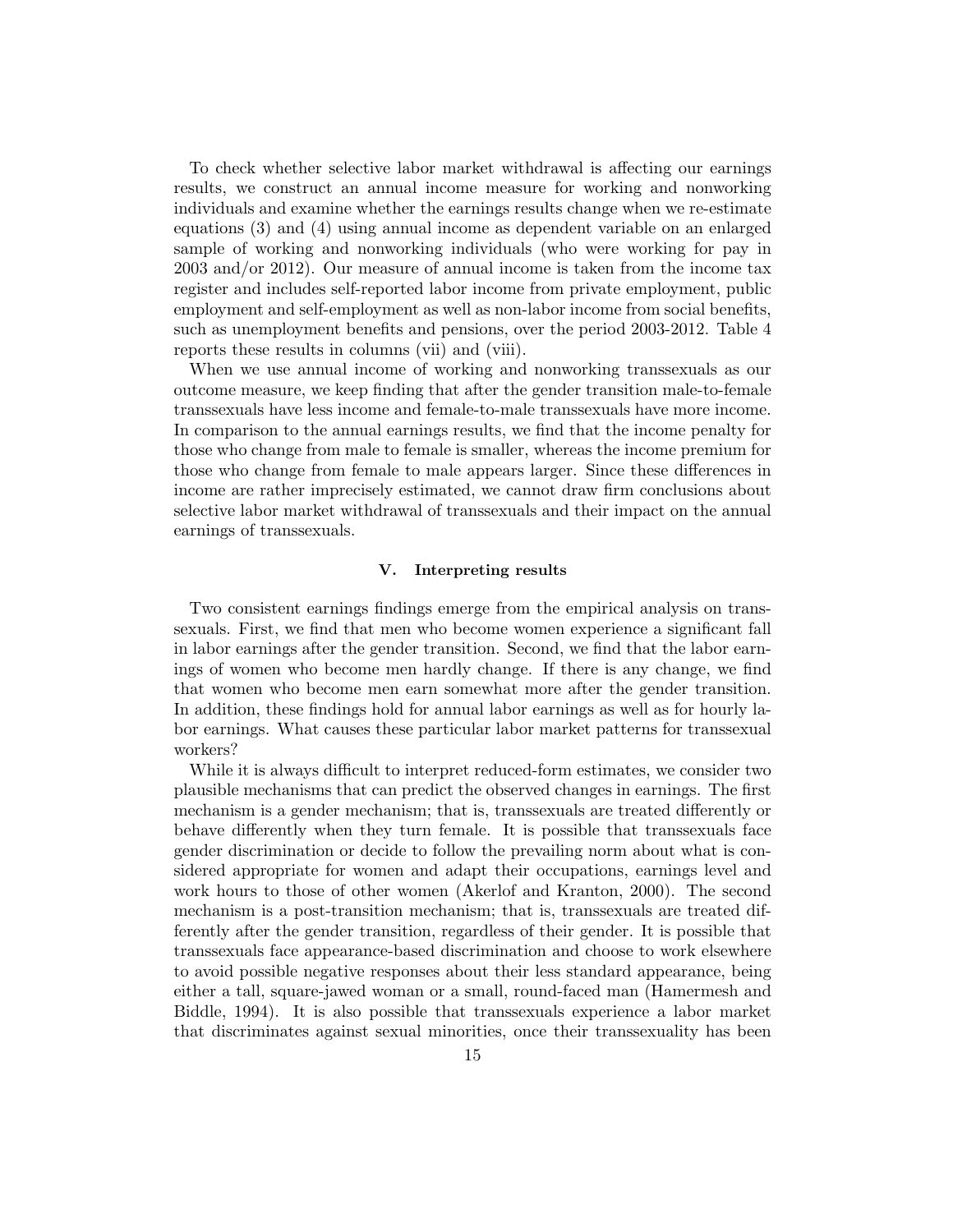To check whether selective labor market withdrawal is affecting our earnings results, we construct an annual income measure for working and nonworking individuals and examine whether the earnings results change when we re-estimate equations (3) and (4) using annual income as dependent variable on an enlarged sample of working and nonworking individuals (who were working for pay in 2003 and/or 2012). Our measure of annual income is taken from the income tax register and includes self-reported labor income from private employment, public employment and self-employment as well as non-labor income from social benefits, such as unemployment benefits and pensions, over the period 2003-2012. Table 4 reports these results in columns (vii) and (viii).

When we use annual income of working and nonworking transsexuals as our outcome measure, we keep finding that after the gender transition male-to-female transsexuals have less income and female-to-male transsexuals have more income. In comparison to the annual earnings results, we find that the income penalty for those who change from male to female is smaller, whereas the income premium for those who change from female to male appears larger. Since these differences in income are rather imprecisely estimated, we cannot draw firm conclusions about selective labor market withdrawal of transsexuals and their impact on the annual earnings of transsexuals.

## V. Interpreting results

Two consistent earnings findings emerge from the empirical analysis on transsexuals. First, we find that men who become women experience a significant fall in labor earnings after the gender transition. Second, we find that the labor earnings of women who become men hardly change. If there is any change, we find that women who become men earn somewhat more after the gender transition. In addition, these findings hold for annual labor earnings as well as for hourly labor earnings. What causes these particular labor market patterns for transsexual workers?

While it is always difficult to interpret reduced-form estimates, we consider two plausible mechanisms that can predict the observed changes in earnings. The first mechanism is a gender mechanism; that is, transsexuals are treated differently or behave differently when they turn female. It is possible that transsexuals face gender discrimination or decide to follow the prevailing norm about what is considered appropriate for women and adapt their occupations, earnings level and work hours to those of other women (Akerlof and Kranton, 2000). The second mechanism is a post-transition mechanism; that is, transsexuals are treated differently after the gender transition, regardless of their gender. It is possible that transsexuals face appearance-based discrimination and choose to work elsewhere to avoid possible negative responses about their less standard appearance, being either a tall, square-jawed woman or a small, round-faced man (Hamermesh and Biddle, 1994). It is also possible that transsexuals experience a labor market that discriminates against sexual minorities, once their transsexuality has been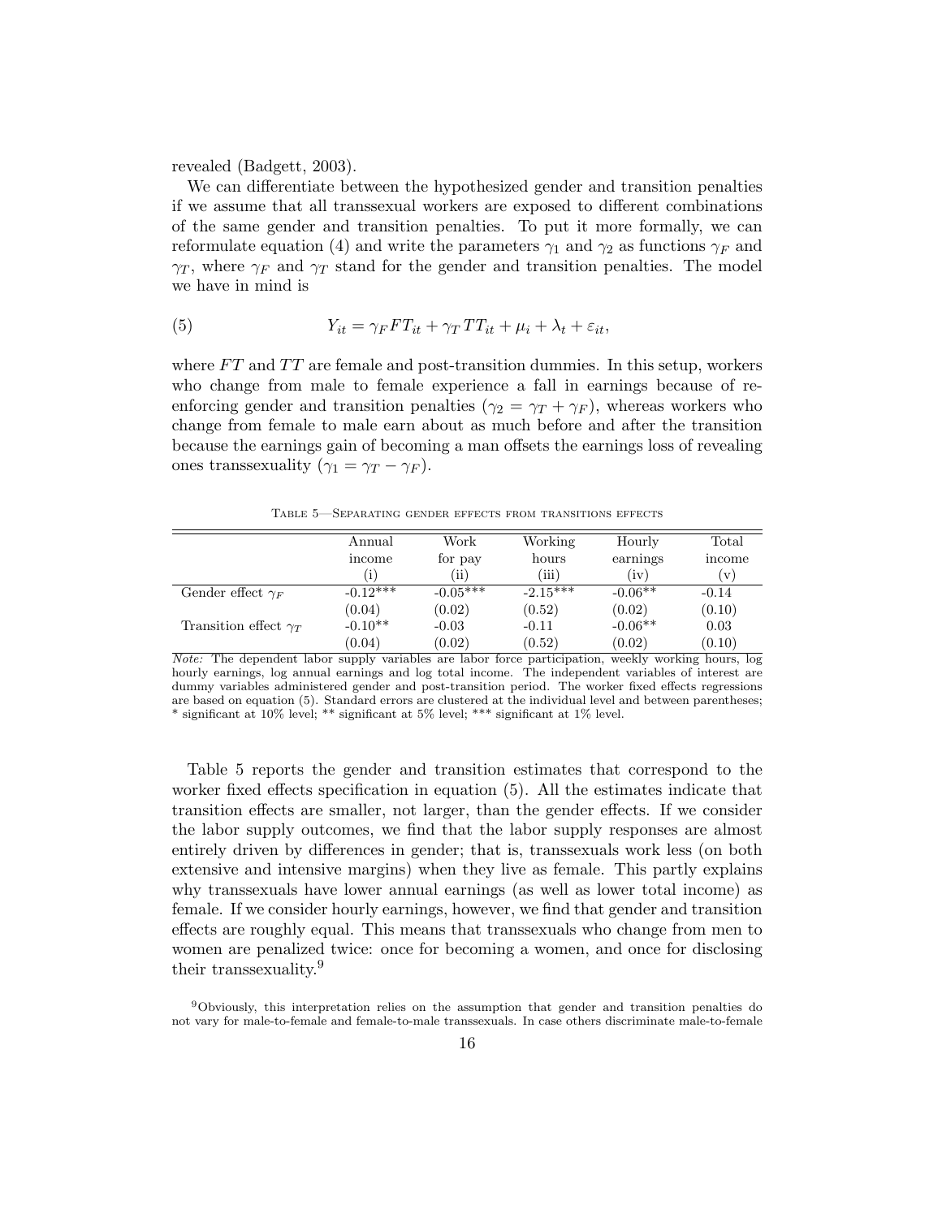revealed (Badgett, 2003).

We can differentiate between the hypothesized gender and transition penalties if we assume that all transsexual workers are exposed to different combinations of the same gender and transition penalties. To put it more formally, we can reformulate equation (4) and write the parameters $\gamma_1$ and $\gamma_2$ as functions $\gamma_F$ and $\gamma_T$, where $\gamma_F$ and $\gamma_T$ stand for the gender and transition penalties. The model we have in mind is

$$Y_{it} = \gamma_F FT_{it} + \gamma_T TT_{it} + \mu_i + \lambda_t + \varepsilon_{it}, \tag{5}$$

where $FT$ and $TT$ are female and post-transition dummies. In this setup, workers who change from male to female experience a fall in earnings because of re-enforcing gender and transition penalties ($\gamma_2 = \gamma_T + \gamma_F$), whereas workers who change from female to male earn about as much before and after the transition because the earnings gain of becoming a man offsets the earnings loss of revealing ones transsexuality ($\gamma_1 = \gamma_T - \gamma_F$).

Table 5—Separating gender effects from transitions effects

| | Annual income (i) | Work for pay (ii) | Working hours (iii) | Hourly earnings (iv) | Total income (v) |
|---|---|---|---|---|---|
| Gender effect $\gamma_F$ | -0.12*** | -0.05*** | -2.15*** | -0.06** | -0.14 |
| | (0.04) | (0.02) | (0.52) | (0.02) | (0.10) |
| Transition effect $\gamma_T$ | -0.10** | -0.03 | -0.11 | -0.06** | 0.03 |
| | (0.04) | (0.02) | (0.52) | (0.02) | (0.10) |

*Note:* The dependent labor supply variables are labor force participation, weekly working hours, log hourly earnings, log annual earnings and log total income. The independent variables of interest are dummy variables administered gender and post-transition period. The worker fixed effects regressions are based on equation (5). Standard errors are clustered at the individual level and between parentheses; * significant at 10% level; ** significant at 5% level; *** significant at 1% level.

Table 5 reports the gender and transition estimates that correspond to the worker fixed effects specification in equation (5). All the estimates indicate that transition effects are smaller, not larger, than the gender effects. If we consider the labor supply outcomes, we find that the labor supply responses are almost entirely driven by differences in gender; that is, transsexuals work less (on both extensive and intensive margins) when they live as female. This partly explains why transsexuals have lower annual earnings (as well as lower total income) as female. If we consider hourly earnings, however, we find that gender and transition effects are roughly equal. This means that transsexuals who change from men to women are penalized twice: once for becoming a women, and once for disclosing their transsexuality.[9]

[9]Obviously, this interpretation relies on the assumption that gender and transition penalties do not vary for male-to-female and female-to-male transsexuals. In case others discriminate male-to-female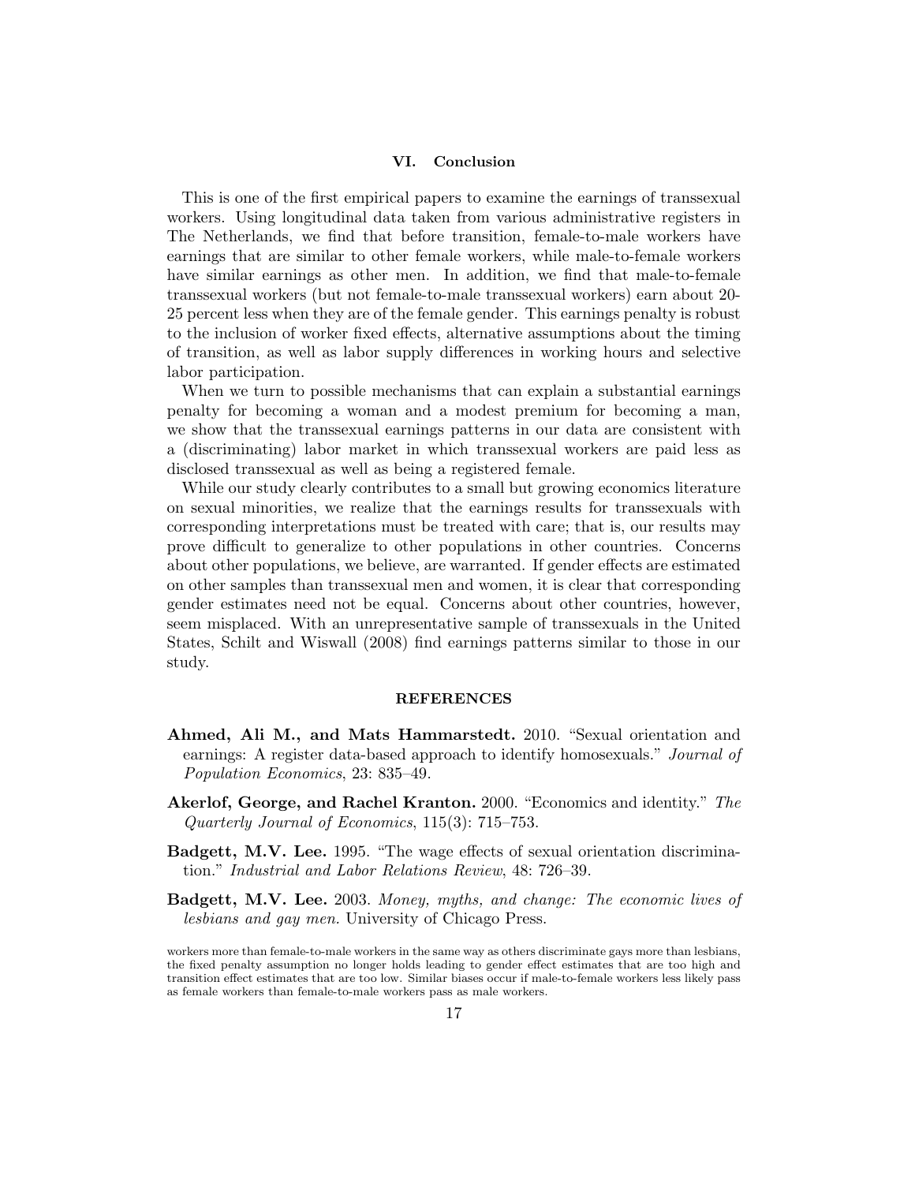## VI. Conclusion

This is one of the first empirical papers to examine the earnings of transsexual workers. Using longitudinal data taken from various administrative registers in The Netherlands, we find that before transition, female-to-male workers have earnings that are similar to other female workers, while male-to-female workers have similar earnings as other men. In addition, we find that male-to-female transsexual workers (but not female-to-male transsexual workers) earn about 20-25 percent less when they are of the female gender. This earnings penalty is robust to the inclusion of worker fixed effects, alternative assumptions about the timing of transition, as well as labor supply differences in working hours and selective labor participation.

When we turn to possible mechanisms that can explain a substantial earnings penalty for becoming a woman and a modest premium for becoming a man, we show that the transsexual earnings patterns in our data are consistent with a (discriminating) labor market in which transsexual workers are paid less as disclosed transsexual as well as being a registered female.

While our study clearly contributes to a small but growing economics literature on sexual minorities, we realize that the earnings results for transsexuals with corresponding interpretations must be treated with care; that is, our results may prove difficult to generalize to other populations in other countries. Concerns about other populations, we believe, are warranted. If gender effects are estimated on other samples than transsexual men and women, it is clear that corresponding gender estimates need not be equal. Concerns about other countries, however, seem misplaced. With an unrepresentative sample of transsexuals in the United States, Schilt and Wiswall (2008) find earnings patterns similar to those in our study.

## REFERENCES

**Ahmed, Ali M., and Mats Hammarstedt.** 2010. "Sexual orientation and earnings: A register data-based approach to identify homosexuals." *Journal of Population Economics*, 23: 835–49.

**Akerlof, George, and Rachel Kranton.** 2000. "Economics and identity." *The Quarterly Journal of Economics*, 115(3): 715–753.

**Badgett, M.V. Lee.** 1995. "The wage effects of sexual orientation discrimination." *Industrial and Labor Relations Review*, 48: 726–39.

**Badgett, M.V. Lee.** 2003. *Money, myths, and change: The economic lives of lesbians and gay men.* University of Chicago Press.

workers more than female-to-male workers in the same way as others discriminate gays more than lesbians, the fixed penalty assumption no longer holds leading to gender effect estimates that are too high and transition effect estimates that are too low. Similar biases occur if male-to-female workers less likely pass as female workers than female-to-male workers pass as male workers.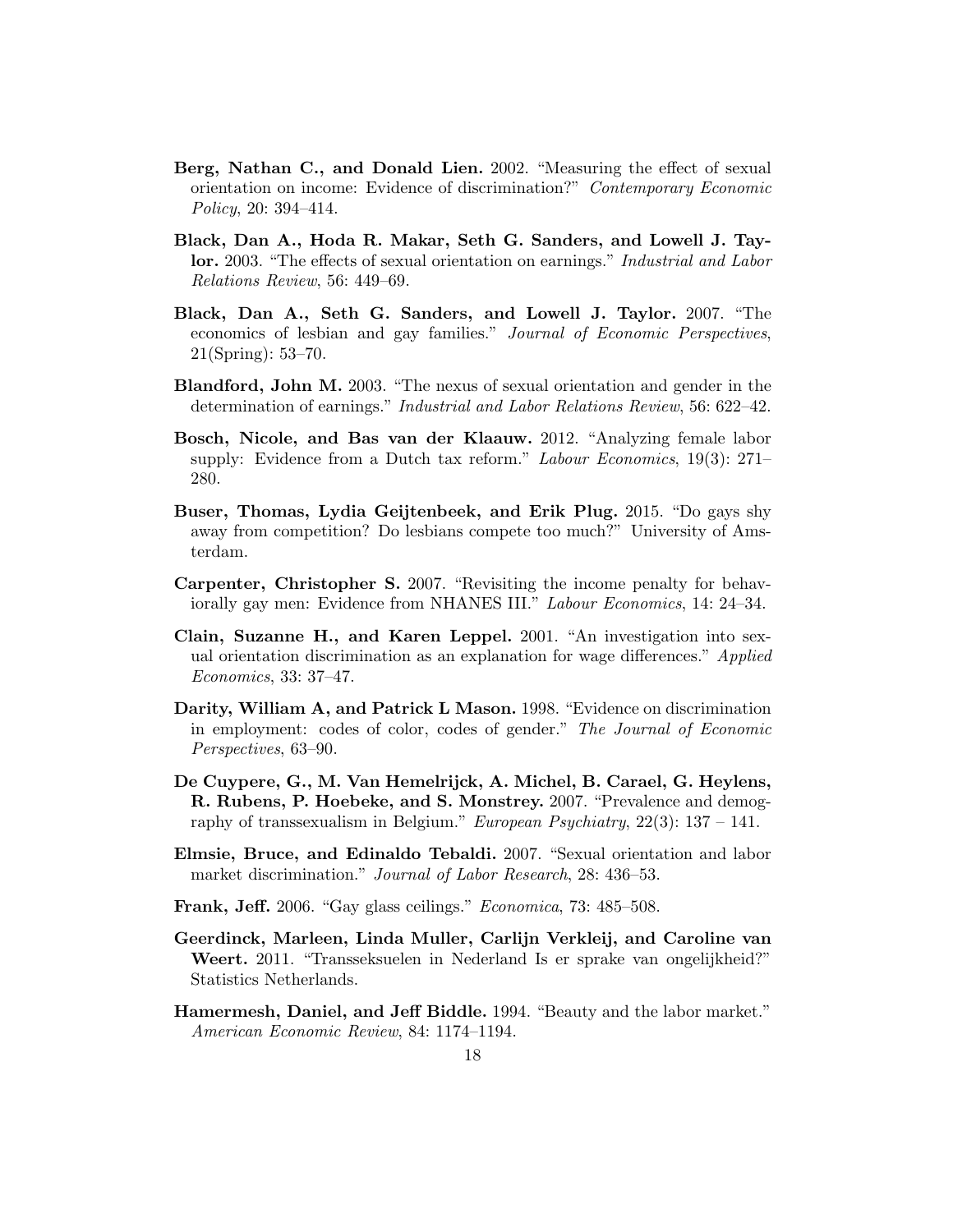**Berg, Nathan C., and Donald Lien.** 2002. "Measuring the effect of sexual orientation on income: Evidence of discrimination?" *Contemporary Economic Policy*, 20: 394–414.

**Black, Dan A., Hoda R. Makar, Seth G. Sanders, and Lowell J. Taylor.** 2003. "The effects of sexual orientation on earnings." *Industrial and Labor Relations Review*, 56: 449–69.

**Black, Dan A., Seth G. Sanders, and Lowell J. Taylor.** 2007. "The economics of lesbian and gay families." *Journal of Economic Perspectives*, 21(Spring): 53–70.

**Blandford, John M.** 2003. "The nexus of sexual orientation and gender in the determination of earnings." *Industrial and Labor Relations Review*, 56: 622–42.

**Bosch, Nicole, and Bas van der Klaauw.** 2012. "Analyzing female labor supply: Evidence from a Dutch tax reform." *Labour Economics*, 19(3): 271–280.

**Buser, Thomas, Lydia Geijtenbeek, and Erik Plug.** 2015. "Do gays shy away from competition? Do lesbians compete too much?" University of Amsterdam.

**Carpenter, Christopher S.** 2007. "Revisiting the income penalty for behaviorally gay men: Evidence from NHANES III." *Labour Economics*, 14: 24–34.

**Clain, Suzanne H., and Karen Leppel.** 2001. "An investigation into sexual orientation discrimination as an explanation for wage differences." *Applied Economics*, 33: 37–47.

**Darity, William A, and Patrick L Mason.** 1998. "Evidence on discrimination in employment: codes of color, codes of gender." *The Journal of Economic Perspectives*, 63–90.

**De Cuypere, G., M. Van Hemelrijck, A. Michel, B. Carael, G. Heylens, R. Rubens, P. Hoebeke, and S. Monstrey.** 2007. "Prevalence and demography of transsexualism in Belgium." *European Psychiatry*, 22(3): 137 – 141.

**Elmsie, Bruce, and Edinaldo Tebaldi.** 2007. "Sexual orientation and labor market discrimination." *Journal of Labor Research*, 28: 436–53.

**Frank, Jeff.** 2006. "Gay glass ceilings." *Economica*, 73: 485–508.

**Geerdinck, Marleen, Linda Muller, Carlijn Verkleij, and Caroline van Weert.** 2011. "Transseksuelen in Nederland Is er sprake van ongelijkheid?" Statistics Netherlands.

**Hamermesh, Daniel, and Jeff Biddle.** 1994. "Beauty and the labor market." *American Economic Review*, 84: 1174–1194.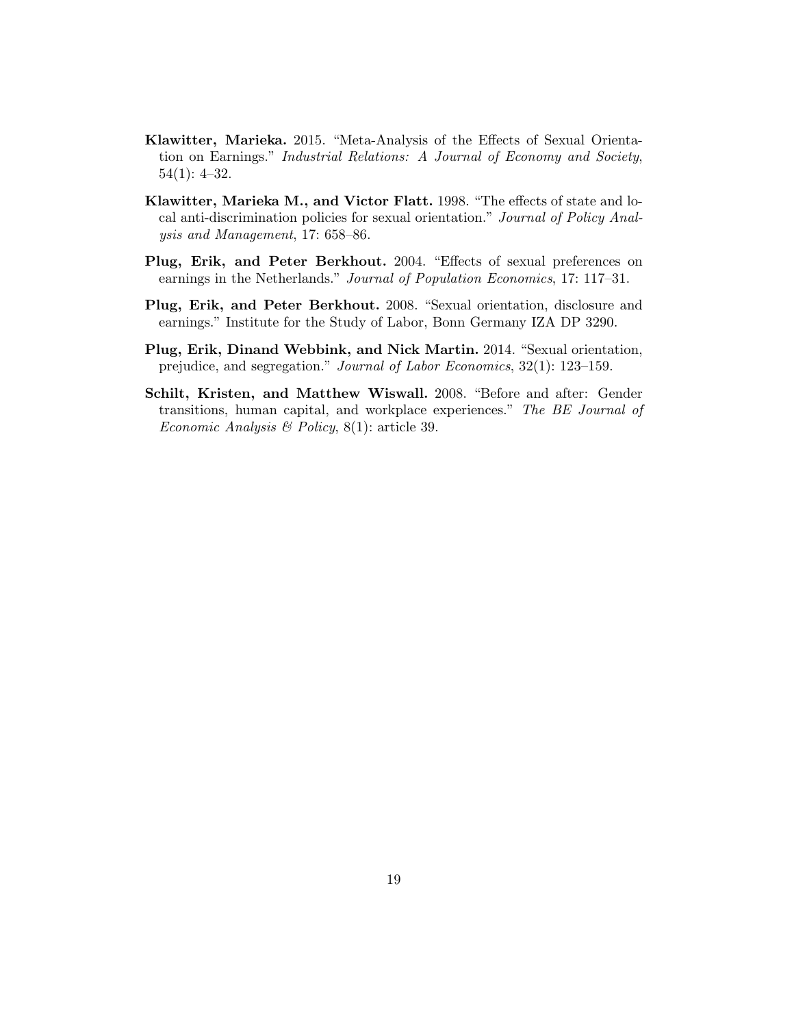**Klawitter, Marieka.** 2015. "Meta-Analysis of the Effects of Sexual Orientation on Earnings." *Industrial Relations: A Journal of Economy and Society*, 54(1): 4–32.

**Klawitter, Marieka M., and Victor Flatt.** 1998. "The effects of state and local anti-discrimination policies for sexual orientation." *Journal of Policy Analysis and Management*, 17: 658–86.

**Plug, Erik, and Peter Berkhout.** 2004. "Effects of sexual preferences on earnings in the Netherlands." *Journal of Population Economics*, 17: 117–31.

**Plug, Erik, and Peter Berkhout.** 2008. "Sexual orientation, disclosure and earnings." Institute for the Study of Labor, Bonn Germany IZA DP 3290.

**Plug, Erik, Dinand Webbink, and Nick Martin.** 2014. "Sexual orientation, prejudice, and segregation." *Journal of Labor Economics*, 32(1): 123–159.

**Schilt, Kristen, and Matthew Wiswall.** 2008. "Before and after: Gender transitions, human capital, and workplace experiences." *The BE Journal of Economic Analysis & Policy*, 8(1): article 39.